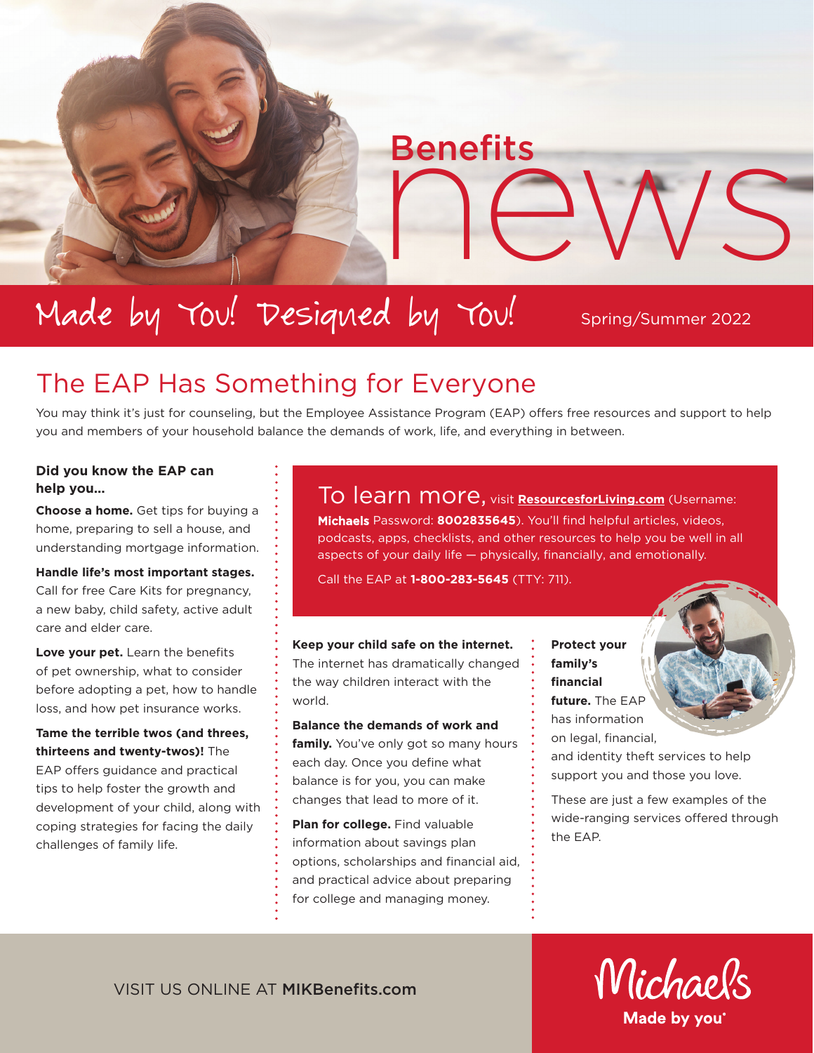# Benefits news

**Made by You! Designed by You!**

Spring/Summer 2022

## The EAP Has Something for Everyone

You may think it's just for counseling, but the Employee Assistance Program (EAP) offers free resources and support to help you and members of your household balance the demands of work, life, and everything in between.

**Did you know the EAP can help you...**

**Choose a home.** Get tips for buying a home, preparing to sell a house, and understanding mortgage information.

**Handle life's most important stages.** Call for free Care Kits for pregnancy, a new baby, child safety, active adult care and elder care.

**Love your pet.** Learn the benefits of pet ownership, what to consider before adopting a pet, how to handle loss, and how pet insurance works.

**Tame the terrible twos (and threes, thirteens and twenty-twos)!** The EAP offers guidance and practical tips to help foster the growth and development of your child, along with coping strategies for facing the daily challenges of family life.

**To learn more,** visit **ResourcesforLiving.com** (Username: **Michaels** Password: **8002835645**). You'll find helpful articles, videos, podcasts, apps, checklists, and other resources to help you be well in all aspects of your daily life — physically, financially, and emotionally.

Call the EAP at **1-800-283-5645** (TTY: 711).

**Keep your child safe on the internet.** The internet has dramatically changed the way children interact with the world.

**Balance the demands of work and family.** You've only got so many hours each day. Once you define what balance is for you, you can make changes that lead to more of it.

**Plan for college.** Find valuable information about savings plan options, scholarships and financial aid, and practical advice about preparing for college and managing money.

**Protect your family's financial future.** The EAP has information on legal, financial, and identity theft services to help support you and those you love.

These are just a few examples of the wide-ranging services offered through the EAP.

VISIT US ONLINE AT **MIKBenefits.com**

Michaels **Made by you**®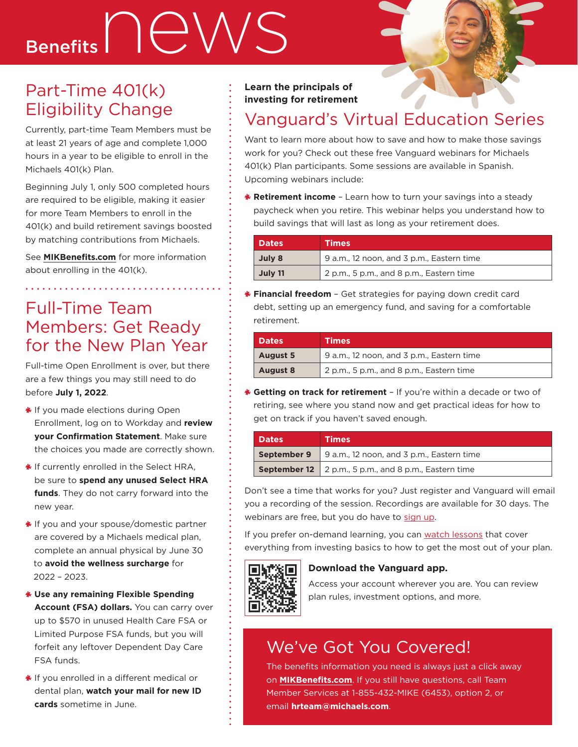# Benefits news

## Part-Time 401(k) Eligibility Change

Currently, part-time Team Members must be at least 21 years of age and complete 1,000 hours in a year to be eligible to enroll in the Michaels 401(k) Plan.

Beginning July 1, only 500 completed hours are required to be eligible, making it easier for more Team Members to enroll in the 401(k) and build retirement savings boosted by matching contributions from Michaels.

See **MIKBenefits.com** for more information about enrolling in the 401(k).

## Full-Time Team Members: Get Ready for the New Plan Year

Full-time Open Enrollment is over, but there are a few things you may still need to do before **July 1, 2022**.

- If you made elections during Open Enrollment, log on to Workday and **review your Confirmation Statement**. Make sure the choices you made are correctly shown.
- If currently enrolled in the Select HRA, be sure to **spend any unused Select HRA funds**. They do not carry forward into the new year.
- If you and your spouse/domestic partner are covered by a Michaels medical plan, complete an annual physical by June 30 to **avoid the wellness surcharge** for 2022 – 2023.
- **Use any remaining Flexible Spending Account (FSA) dollars.** You can carry over up to $570 in unused Health Care FSA or Limited Purpose FSA funds, but you will forfeit any leftover Dependent Day Care FSA funds.
- If you enrolled in a different medical or dental plan, **watch your mail for new ID cards** sometime in June.

**Learn the principals of investing for retirement**

## Vanguard's Virtual Education Series

Want to learn more about how to save and how to make those savings work for you? Check out these free Vanguard webinars for Michaels 401(k) Plan participants. Some sessions are available in Spanish. Upcoming webinars include:

- **Retirement income** – Learn how to turn your savings into a steady paycheck when you retire. This webinar helps you understand how to build savings that will last as long as your retirement does.

| Dates | Times |
|---|---|
| **July 8** | 9 a.m., 12 noon, and 3 p.m., Eastern time |
| **July 11** | 2 p.m., 5 p.m., and 8 p.m., Eastern time |

- **Financial freedom** – Get strategies for paying down credit card debt, setting up an emergency fund, and saving for a comfortable retirement.

| Dates | Times |
|---|---|
| **August 5** | 9 a.m., 12 noon, and 3 p.m., Eastern time |
| **August 8** | 2 p.m., 5 p.m., and 8 p.m., Eastern time |

- **Getting on track for retirement** – If you're within a decade or two of retiring, see where you stand now and get practical ideas for how to get on track if you haven't saved enough.

| Dates | Times |
|---|---|
| **September 9** | 9 a.m., 12 noon, and 3 p.m., Eastern time |
| **September 12** | 2 p.m., 5 p.m., and 8 p.m., Eastern time |

Don't see a time that works for you? Just register and Vanguard will email you a recording of the session. Recordings are available for 30 days. The webinars are free, but you do have to sign up.

If you prefer on-demand learning, you can watch lessons that cover everything from investing basics to how to get the most out of your plan.

**Download the Vanguard app.**

Access your account wherever you are. You can review plan rules, investment options, and more.

## We've Got You Covered!

The benefits information you need is always just a click away on **MIKBenefits.com**. If you still have questions, call Team Member Services at 1-855-432-MIKE (6453), option 2, or email **hrteam@michaels.com**.